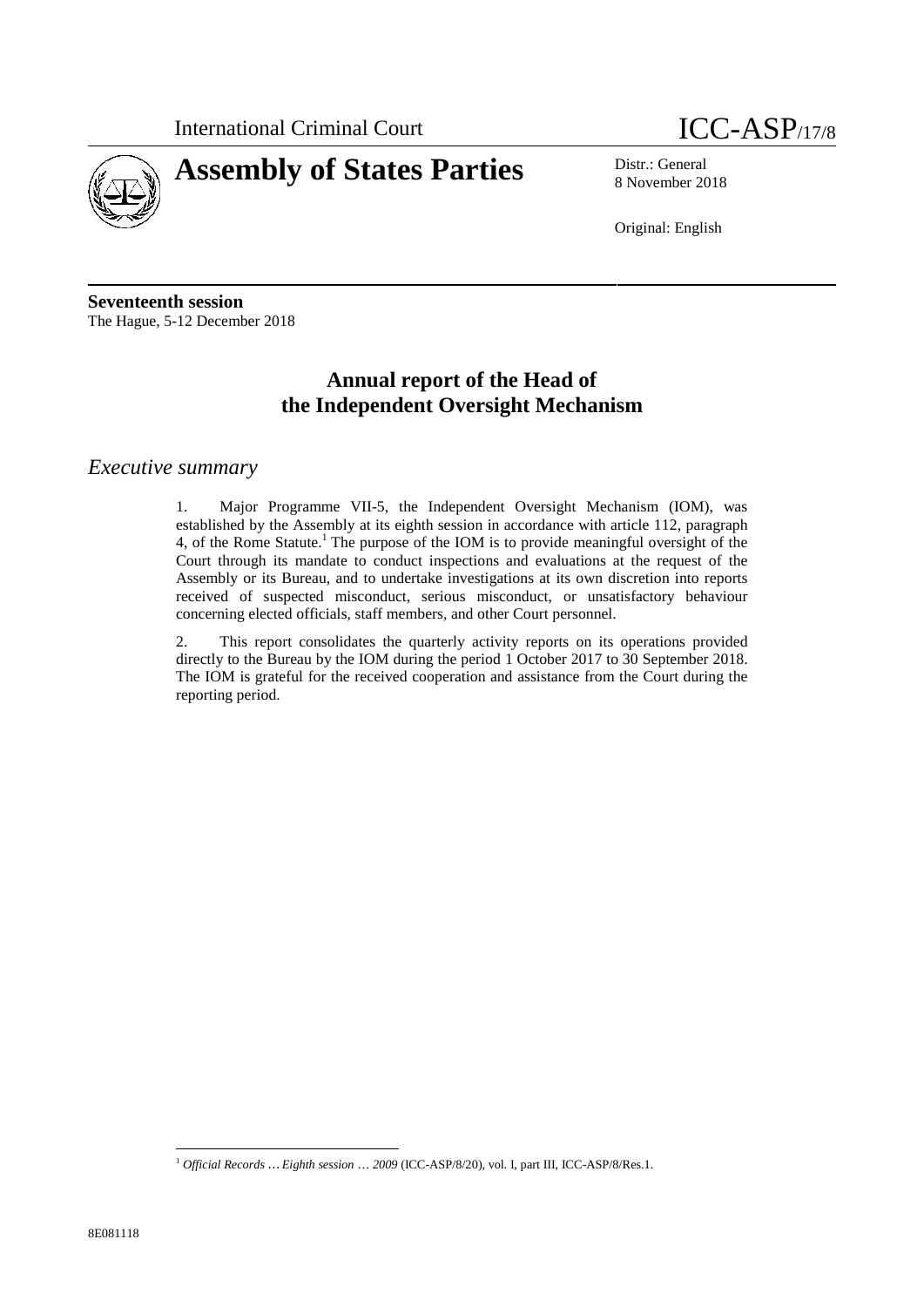International Criminal Court

ICC-ASP/17/8

# Assembly of States Parties

Distr.: General
8 November 2018

Original: English

**Seventeenth session**
The Hague, 5-12 December 2018

## Annual report of the Head of the Independent Oversight Mechanism

### *Executive summary*

1. Major Programme VII-5, the Independent Oversight Mechanism (IOM), was established by the Assembly at its eighth session in accordance with article 112, paragraph 4, of the Rome Statute.[1] The purpose of the IOM is to provide meaningful oversight of the Court through its mandate to conduct inspections and evaluations at the request of the Assembly or its Bureau, and to undertake investigations at its own discretion into reports received of suspected misconduct, serious misconduct, or unsatisfactory behaviour concerning elected officials, staff members, and other Court personnel.

2. This report consolidates the quarterly activity reports on its operations provided directly to the Bureau by the IOM during the period 1 October 2017 to 30 September 2018. The IOM is grateful for the received cooperation and assistance from the Court during the reporting period.

[1] *Official Records … Eighth session … 2009* (ICC-ASP/8/20), vol. I, part III, ICC-ASP/8/Res.1.

8E081118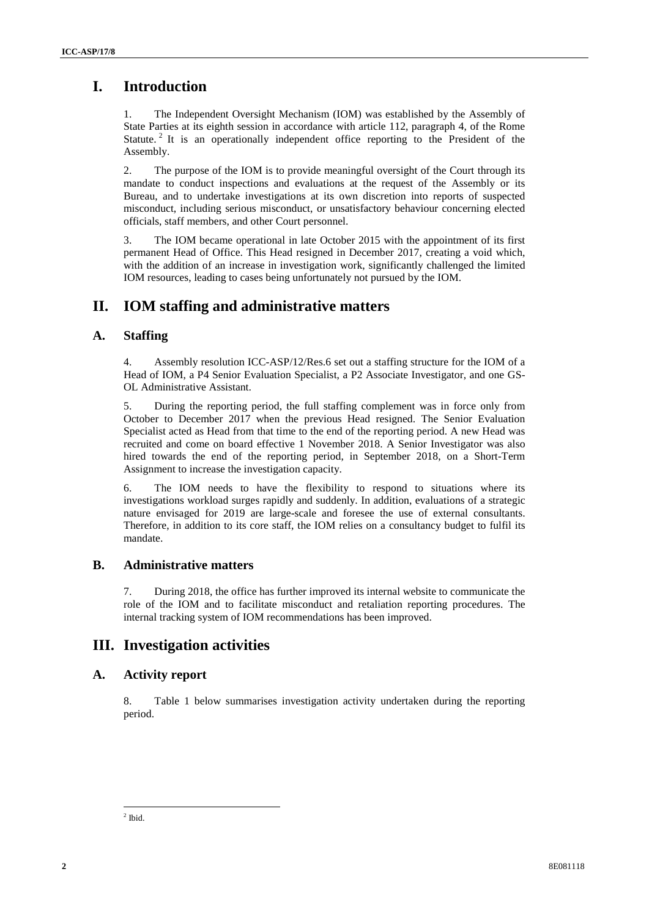# I. Introduction

1. The Independent Oversight Mechanism (IOM) was established by the Assembly of State Parties at its eighth session in accordance with article 112, paragraph 4, of the Rome Statute.[2] It is an operationally independent office reporting to the President of the Assembly.

2. The purpose of the IOM is to provide meaningful oversight of the Court through its mandate to conduct inspections and evaluations at the request of the Assembly or its Bureau, and to undertake investigations at its own discretion into reports of suspected misconduct, including serious misconduct, or unsatisfactory behaviour concerning elected officials, staff members, and other Court personnel.

3. The IOM became operational in late October 2015 with the appointment of its first permanent Head of Office. This Head resigned in December 2017, creating a void which, with the addition of an increase in investigation work, significantly challenged the limited IOM resources, leading to cases being unfortunately not pursued by the IOM.

# II. IOM staffing and administrative matters

## A. Staffing

4. Assembly resolution ICC-ASP/12/Res.6 set out a staffing structure for the IOM of a Head of IOM, a P4 Senior Evaluation Specialist, a P2 Associate Investigator, and one GS-OL Administrative Assistant.

5. During the reporting period, the full staffing complement was in force only from October to December 2017 when the previous Head resigned. The Senior Evaluation Specialist acted as Head from that time to the end of the reporting period. A new Head was recruited and come on board effective 1 November 2018. A Senior Investigator was also hired towards the end of the reporting period, in September 2018, on a Short-Term Assignment to increase the investigation capacity.

6. The IOM needs to have the flexibility to respond to situations where its investigations workload surges rapidly and suddenly. In addition, evaluations of a strategic nature envisaged for 2019 are large-scale and foresee the use of external consultants. Therefore, in addition to its core staff, the IOM relies on a consultancy budget to fulfil its mandate.

## B. Administrative matters

7. During 2018, the office has further improved its internal website to communicate the role of the IOM and to facilitate misconduct and retaliation reporting procedures. The internal tracking system of IOM recommendations has been improved.

# III. Investigation activities

## A. Activity report

8. Table 1 below summarises investigation activity undertaken during the reporting period.

---

[2] Ibid.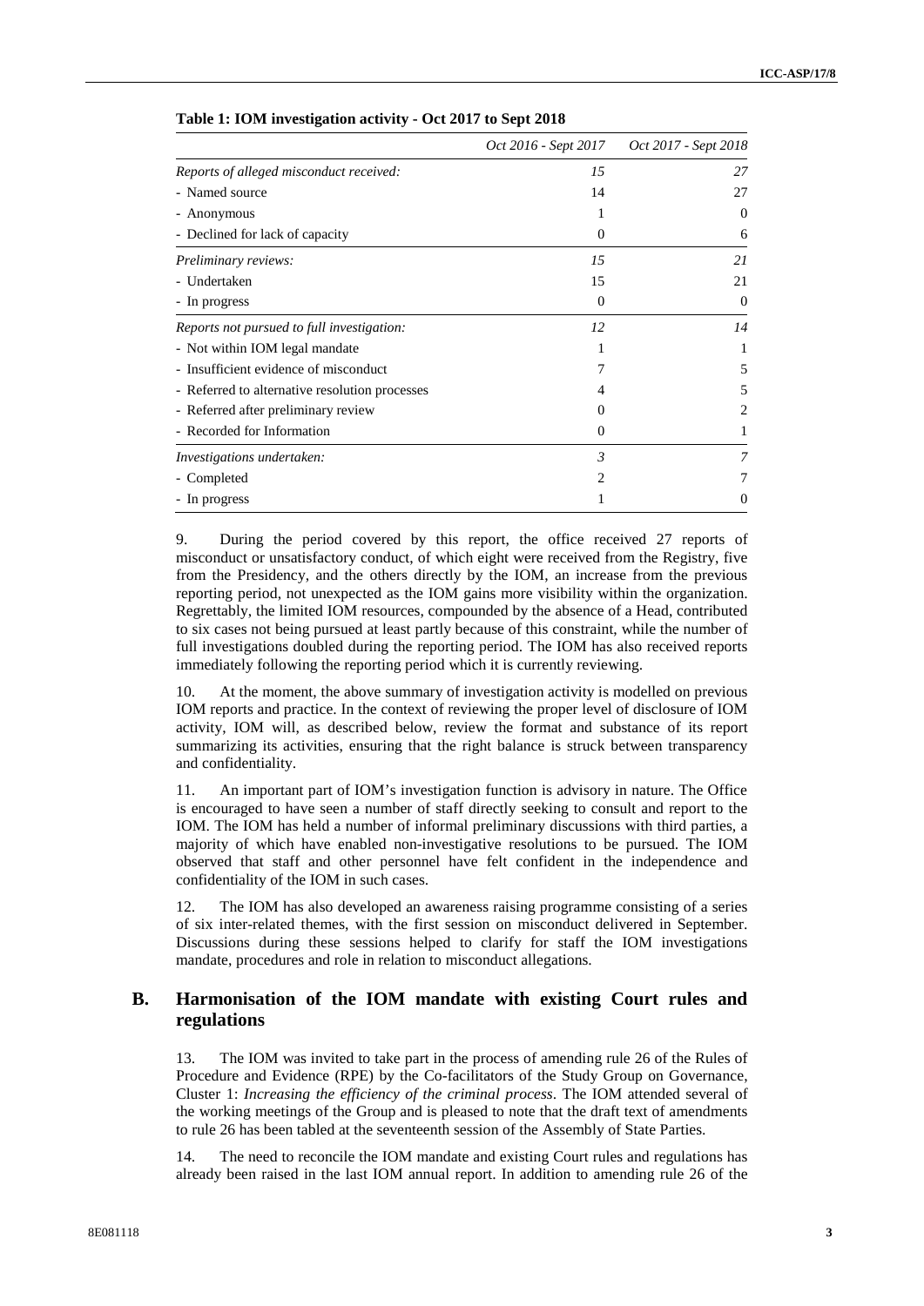**Table 1: IOM investigation activity - Oct 2017 to Sept 2018**

| | *Oct 2016 - Sept 2017* | *Oct 2017 - Sept 2018* |
|---|---|---|
| *Reports of alleged misconduct received:* | *15* | *27* |
| - Named source | 14 | 27 |
| - Anonymous | 1 | 0 |
| - Declined for lack of capacity | 0 | 6 |
| *Preliminary reviews:* | *15* | *21* |
| - Undertaken | 15 | 21 |
| - In progress | 0 | 0 |
| *Reports not pursued to full investigation:* | *12* | *14* |
| - Not within IOM legal mandate | 1 | 1 |
| - Insufficient evidence of misconduct | 7 | 5 |
| - Referred to alternative resolution processes | 4 | 5 |
| - Referred after preliminary review | 0 | 2 |
| - Recorded for Information | 0 | 1 |
| *Investigations undertaken:* | *3* | *7* |
| - Completed | 2 | 7 |
| - In progress | 1 | 0 |

9. During the period covered by this report, the office received 27 reports of misconduct or unsatisfactory conduct, of which eight were received from the Registry, five from the Presidency, and the others directly by the IOM, an increase from the previous reporting period, not unexpected as the IOM gains more visibility within the organization. Regrettably, the limited IOM resources, compounded by the absence of a Head, contributed to six cases not being pursued at least partly because of this constraint, while the number of full investigations doubled during the reporting period. The IOM has also received reports immediately following the reporting period which it is currently reviewing.

10. At the moment, the above summary of investigation activity is modelled on previous IOM reports and practice. In the context of reviewing the proper level of disclosure of IOM activity, IOM will, as described below, review the format and substance of its report summarizing its activities, ensuring that the right balance is struck between transparency and confidentiality.

11. An important part of IOM's investigation function is advisory in nature. The Office is encouraged to have seen a number of staff directly seeking to consult and report to the IOM. The IOM has held a number of informal preliminary discussions with third parties, a majority of which have enabled non-investigative resolutions to be pursued. The IOM observed that staff and other personnel have felt confident in the independence and confidentiality of the IOM in such cases.

12. The IOM has also developed an awareness raising programme consisting of a series of six inter-related themes, with the first session on misconduct delivered in September. Discussions during these sessions helped to clarify for staff the IOM investigations mandate, procedures and role in relation to misconduct allegations.

## B. Harmonisation of the IOM mandate with existing Court rules and regulations

13. The IOM was invited to take part in the process of amending rule 26 of the Rules of Procedure and Evidence (RPE) by the Co-facilitators of the Study Group on Governance, Cluster 1: *Increasing the efficiency of the criminal process*. The IOM attended several of the working meetings of the Group and is pleased to note that the draft text of amendments to rule 26 has been tabled at the seventeenth session of the Assembly of State Parties.

14. The need to reconcile the IOM mandate and existing Court rules and regulations has already been raised in the last IOM annual report. In addition to amending rule 26 of the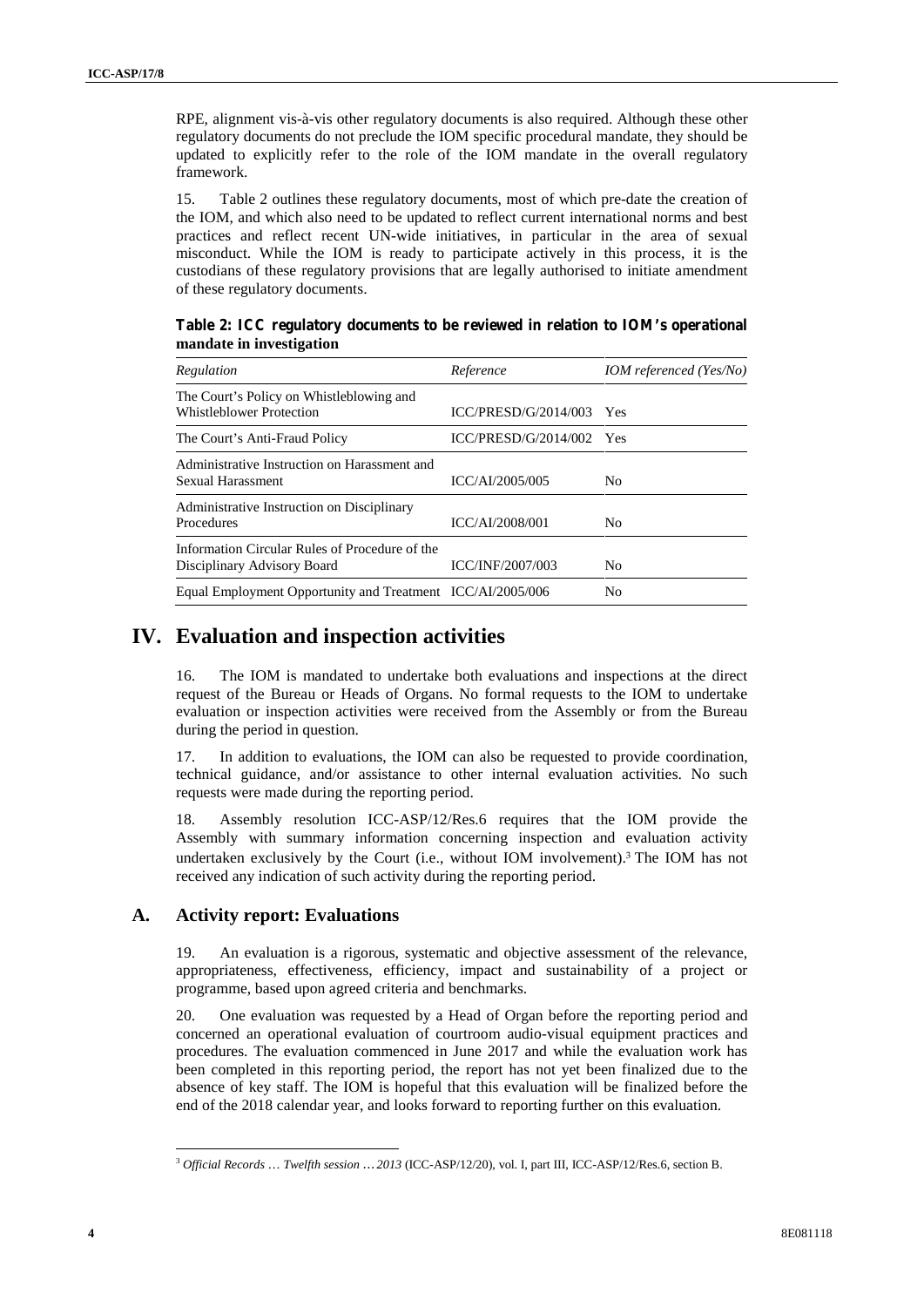RPE, alignment vis-à-vis other regulatory documents is also required. Although these other regulatory documents do not preclude the IOM specific procedural mandate, they should be updated to explicitly refer to the role of the IOM mandate in the overall regulatory framework.

15. Table 2 outlines these regulatory documents, most of which pre-date the creation of the IOM, and which also need to be updated to reflect current international norms and best practices and reflect recent UN-wide initiatives, in particular in the area of sexual misconduct. While the IOM is ready to participate actively in this process, it is the custodians of these regulatory provisions that are legally authorised to initiate amendment of these regulatory documents.

**Table 2: ICC regulatory documents to be reviewed in relation to IOM's operational mandate in investigation**

| *Regulation* | *Reference* | *IOM referenced (Yes/No)* |
|---|---|---|
| The Court's Policy on Whistleblowing and Whistleblower Protection | ICC/PRESD/G/2014/003 | Yes |
| The Court's Anti-Fraud Policy | ICC/PRESD/G/2014/002 | Yes |
| Administrative Instruction on Harassment and Sexual Harassment | ICC/AI/2005/005 | No |
| Administrative Instruction on Disciplinary Procedures | ICC/AI/2008/001 | No |
| Information Circular Rules of Procedure of the Disciplinary Advisory Board | ICC/INF/2007/003 | No |
| Equal Employment Opportunity and Treatment | ICC/AI/2005/006 | No |

# IV. Evaluation and inspection activities

16. The IOM is mandated to undertake both evaluations and inspections at the direct request of the Bureau or Heads of Organs. No formal requests to the IOM to undertake evaluation or inspection activities were received from the Assembly or from the Bureau during the period in question.

17. In addition to evaluations, the IOM can also be requested to provide coordination, technical guidance, and/or assistance to other internal evaluation activities. No such requests were made during the reporting period.

18. Assembly resolution ICC-ASP/12/Res.6 requires that the IOM provide the Assembly with summary information concerning inspection and evaluation activity undertaken exclusively by the Court (i.e., without IOM involvement).[3] The IOM has not received any indication of such activity during the reporting period.

## A. Activity report: Evaluations

19. An evaluation is a rigorous, systematic and objective assessment of the relevance, appropriateness, effectiveness, efficiency, impact and sustainability of a project or programme, based upon agreed criteria and benchmarks.

20. One evaluation was requested by a Head of Organ before the reporting period and concerned an operational evaluation of courtroom audio-visual equipment practices and procedures. The evaluation commenced in June 2017 and while the evaluation work has been completed in this reporting period, the report has not yet been finalized due to the absence of key staff. The IOM is hopeful that this evaluation will be finalized before the end of the 2018 calendar year, and looks forward to reporting further on this evaluation.

[3] *Official Records … Twelfth session … 2013* (ICC-ASP/12/20), vol. I, part III, ICC-ASP/12/Res.6, section B.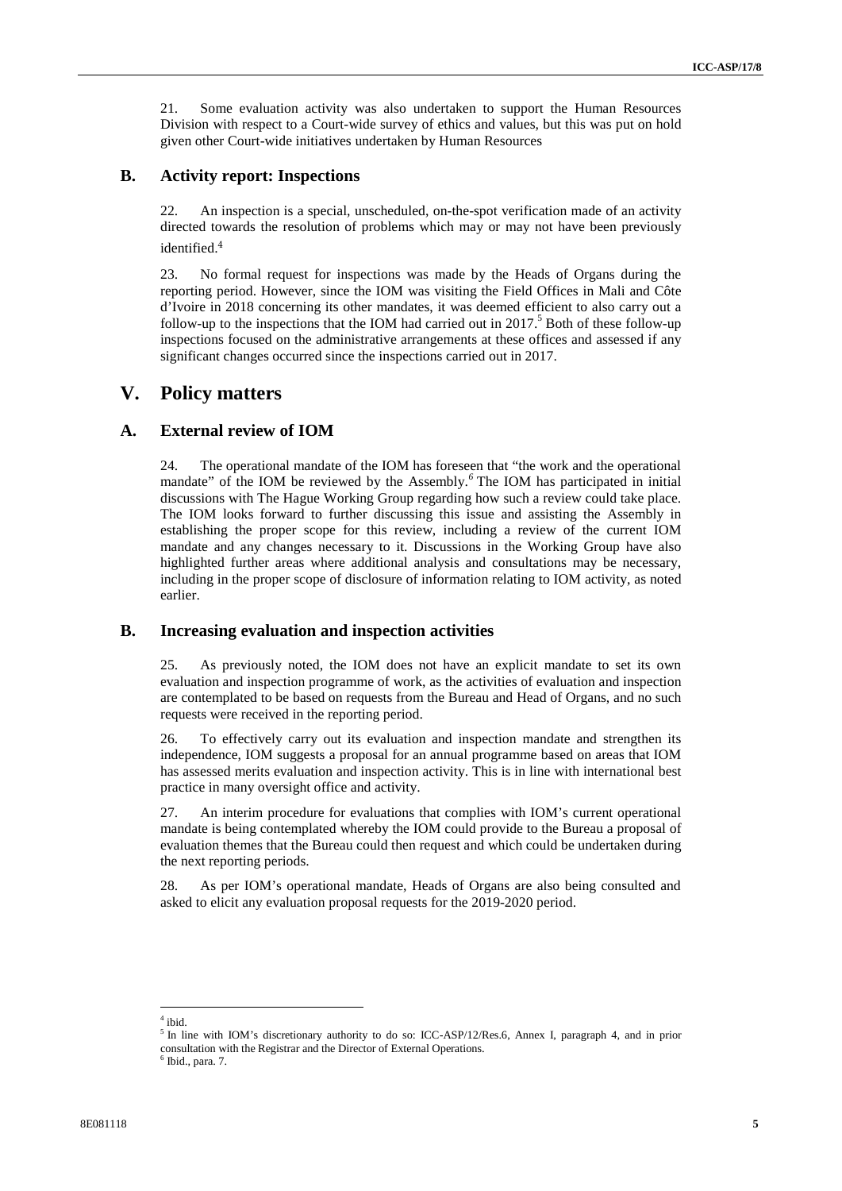21. Some evaluation activity was also undertaken to support the Human Resources Division with respect to a Court-wide survey of ethics and values, but this was put on hold given other Court-wide initiatives undertaken by Human Resources

## B. Activity report: Inspections

22. An inspection is a special, unscheduled, on-the-spot verification made of an activity directed towards the resolution of problems which may or may not have been previously identified.[4]

23. No formal request for inspections was made by the Heads of Organs during the reporting period. However, since the IOM was visiting the Field Offices in Mali and Côte d'Ivoire in 2018 concerning its other mandates, it was deemed efficient to also carry out a follow-up to the inspections that the IOM had carried out in 2017.[5] Both of these follow-up inspections focused on the administrative arrangements at these offices and assessed if any significant changes occurred since the inspections carried out in 2017.

# V. Policy matters

## A. External review of IOM

24. The operational mandate of the IOM has foreseen that "the work and the operational mandate" of the IOM be reviewed by the Assembly.[6] The IOM has participated in initial discussions with The Hague Working Group regarding how such a review could take place. The IOM looks forward to further discussing this issue and assisting the Assembly in establishing the proper scope for this review, including a review of the current IOM mandate and any changes necessary to it. Discussions in the Working Group have also highlighted further areas where additional analysis and consultations may be necessary, including in the proper scope of disclosure of information relating to IOM activity, as noted earlier.

## B. Increasing evaluation and inspection activities

25. As previously noted, the IOM does not have an explicit mandate to set its own evaluation and inspection programme of work, as the activities of evaluation and inspection are contemplated to be based on requests from the Bureau and Head of Organs, and no such requests were received in the reporting period.

26. To effectively carry out its evaluation and inspection mandate and strengthen its independence, IOM suggests a proposal for an annual programme based on areas that IOM has assessed merits evaluation and inspection activity. This is in line with international best practice in many oversight office and activity.

27. An interim procedure for evaluations that complies with IOM's current operational mandate is being contemplated whereby the IOM could provide to the Bureau a proposal of evaluation themes that the Bureau could then request and which could be undertaken during the next reporting periods.

28. As per IOM's operational mandate, Heads of Organs are also being consulted and asked to elicit any evaluation proposal requests for the 2019-2020 period.

---

[4] ibid.

[5] In line with IOM's discretionary authority to do so: ICC-ASP/12/Res.6, Annex I, paragraph 4, and in prior consultation with the Registrar and the Director of External Operations.

[6] Ibid., para. 7.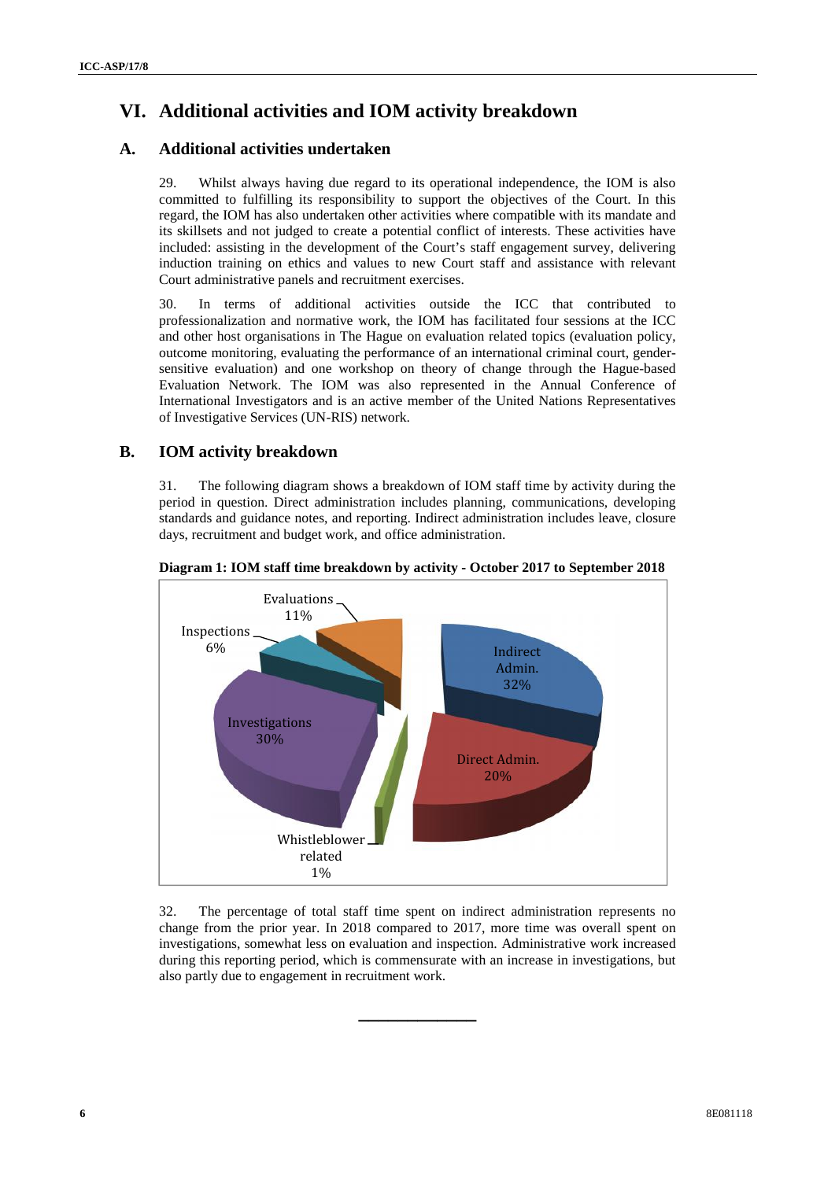# VI. Additional activities and IOM activity breakdown

## A. Additional activities undertaken

29. Whilst always having due regard to its operational independence, the IOM is also committed to fulfilling its responsibility to support the objectives of the Court. In this regard, the IOM has also undertaken other activities where compatible with its mandate and its skillsets and not judged to create a potential conflict of interests. These activities have included: assisting in the development of the Court's staff engagement survey, delivering induction training on ethics and values to new Court staff and assistance with relevant Court administrative panels and recruitment exercises.

30. In terms of additional activities outside the ICC that contributed to professionalization and normative work, the IOM has facilitated four sessions at the ICC and other host organisations in The Hague on evaluation related topics (evaluation policy, outcome monitoring, evaluating the performance of an international criminal court, gender-sensitive evaluation) and one workshop on theory of change through the Hague-based Evaluation Network. The IOM was also represented in the Annual Conference of International Investigators and is an active member of the United Nations Representatives of Investigative Services (UN-RIS) network.

## B. IOM activity breakdown

31. The following diagram shows a breakdown of IOM staff time by activity during the period in question. Direct administration includes planning, communications, developing standards and guidance notes, and reporting. Indirect administration includes leave, closure days, recruitment and budget work, and office administration.

**Diagram 1: IOM staff time breakdown by activity - October 2017 to September 2018**

Evaluations 11%

Inspections 6%

Indirect Admin. 32%

Investigations 30%

Direct Admin. 20%

Whistleblower related 1%

32. The percentage of total staff time spent on indirect administration represents no change from the prior year. In 2018 compared to 2017, more time was overall spent on investigations, somewhat less on evaluation and inspection. Administrative work increased during this reporting period, which is commensurate with an increase in investigations, but also partly due to engagement in recruitment work.

———————